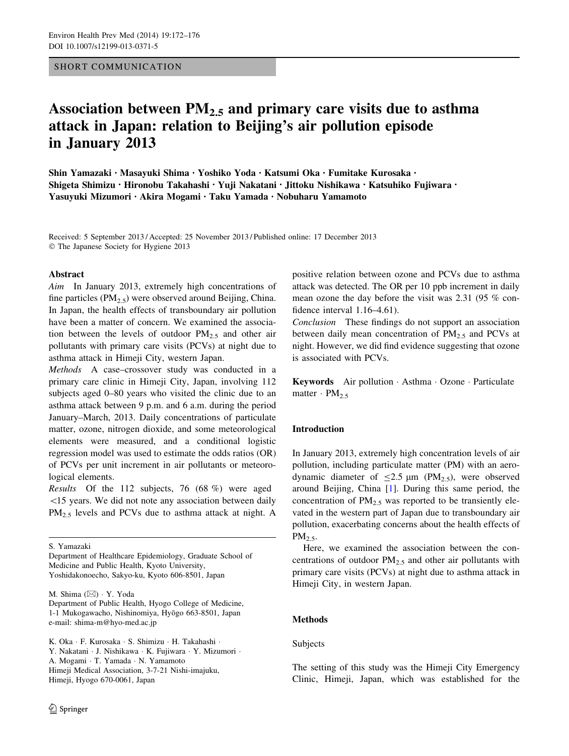SHORT COMMUNICATION

# Association between $PM_{2.5}$ and primary care visits due to asthma attack in Japan: relation to Beijing's air pollution episode in January 2013

Shin Yamazaki · Masayuki Shima · Yoshiko Yoda · Katsumi Oka · Fumitake Kurosaka · Shigeta Shimizu · Hironobu Takahashi · Yuji Nakatani · Jittoku Nishikawa · Katsuhiko Fujiwara · Yasuyuki Mizumori · Akira Mogami · Taku Yamada · Nobuharu Yamamoto

Received: 5 September 2013 / Accepted: 25 November 2013 / Published online: 17 December 2013
© The Japanese Society for Hygiene 2013

## Abstract

*Aim* In January 2013, extremely high concentrations of fine particles ($PM_{2.5}$) were observed around Beijing, China. In Japan, the health effects of transboundary air pollution have been a matter of concern. We examined the association between the levels of outdoor $PM_{2.5}$ and other air pollutants with primary care visits (PCVs) at night due to asthma attack in Himeji City, western Japan.

*Methods* A case–crossover study was conducted in a primary care clinic in Himeji City, Japan, involving 112 subjects aged 0–80 years who visited the clinic due to an asthma attack between 9 p.m. and 6 a.m. during the period January–March, 2013. Daily concentrations of particulate matter, ozone, nitrogen dioxide, and some meteorological elements were measured, and a conditional logistic regression model was used to estimate the odds ratios (OR) of PCVs per unit increment in air pollutants or meteorological elements.

*Results* Of the 112 subjects, 76 (68 %) were aged <15 years. We did not note any association between daily $PM_{2.5}$ levels and PCVs due to asthma attack at night. A positive relation between ozone and PCVs due to asthma attack was detected. The OR per 10 ppb increment in daily mean ozone the day before the visit was 2.31 (95 % confidence interval 1.16–4.61).

*Conclusion* These findings do not support an association between daily mean concentration of $PM_{2.5}$ and PCVs at night. However, we did find evidence suggesting that ozone is associated with PCVs.

**Keywords** Air pollution · Asthma · Ozone · Particulate matter · $PM_{2.5}$

S. Yamazaki
Department of Healthcare Epidemiology, Graduate School of Medicine and Public Health, Kyoto University, Yoshidakonoecho, Sakyo-ku, Kyoto 606-8501, Japan

M. Shima (✉) · Y. Yoda
Department of Public Health, Hyogo College of Medicine, 1-1 Mukogawacho, Nishinomiya, Hyōgo 663-8501, Japan
e-mail: shima-m@hyo-med.ac.jp

K. Oka · F. Kurosaka · S. Shimizu · H. Takahashi · Y. Nakatani · J. Nishikawa · K. Fujiwara · Y. Mizumori · A. Mogami · T. Yamada · N. Yamamoto
Himeji Medical Association, 3-7-21 Nishi-imajuku, Himeji, Hyogo 670-0061, Japan

## Introduction

In January 2013, extremely high concentration levels of air pollution, including particulate matter (PM) with an aerodynamic diameter of ≤2.5 μm ($PM_{2.5}$), were observed around Beijing, China [1]. During this same period, the concentration of $PM_{2.5}$ was reported to be transiently elevated in the western part of Japan due to transboundary air pollution, exacerbating concerns about the health effects of $PM_{2.5}$.

Here, we examined the association between the concentrations of outdoor $PM_{2.5}$ and other air pollutants with primary care visits (PCVs) at night due to asthma attack in Himeji City, in western Japan.

## Methods

### Subjects

The setting of this study was the Himeji City Emergency Clinic, Himeji, Japan, which was established for the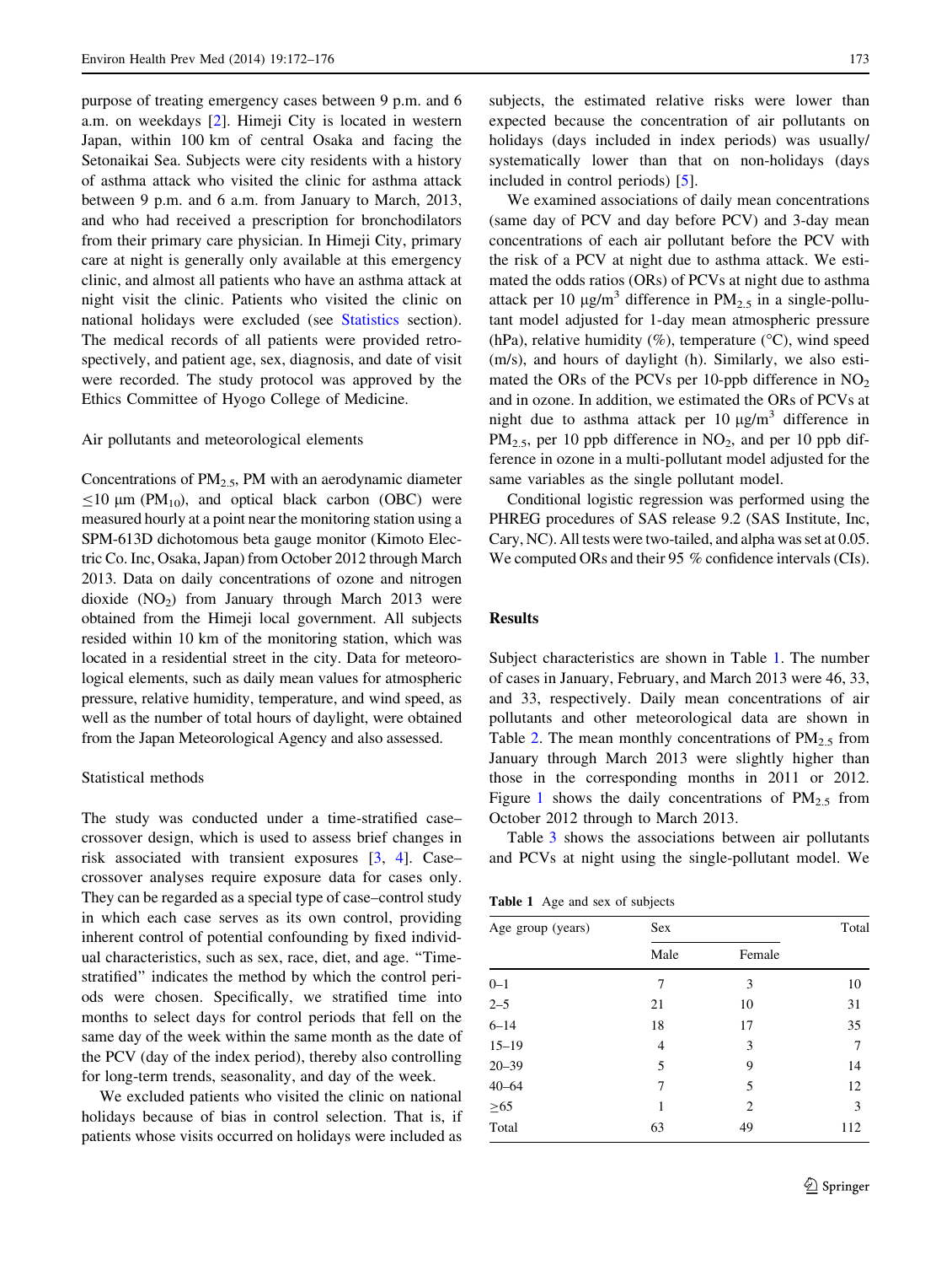purpose of treating emergency cases between 9 p.m. and 6 a.m. on weekdays [2]. Himeji City is located in western Japan, within 100 km of central Osaka and facing the Setonaikai Sea. Subjects were city residents with a history of asthma attack who visited the clinic for asthma attack between 9 p.m. and 6 a.m. from January to March, 2013, and who had received a prescription for bronchodilators from their primary care physician. In Himeji City, primary care at night is generally only available at this emergency clinic, and almost all patients who have an asthma attack at night visit the clinic. Patients who visited the clinic on national holidays were excluded (see Statistics section). The medical records of all patients were provided retrospectively, and patient age, sex, diagnosis, and date of visit were recorded. The study protocol was approved by the Ethics Committee of Hyogo College of Medicine.

### Air pollutants and meteorological elements

Concentrations of $PM_{2.5}$, PM with an aerodynamic diameter $\leq$10 μm ($PM_{10}$), and optical black carbon (OBC) were measured hourly at a point near the monitoring station using a SPM-613D dichotomous beta gauge monitor (Kimoto Electric Co. Inc, Osaka, Japan) from October 2012 through March 2013. Data on daily concentrations of ozone and nitrogen dioxide ($NO_2$) from January through March 2013 were obtained from the Himeji local government. All subjects resided within 10 km of the monitoring station, which was located in a residential street in the city. Data for meteorological elements, such as daily mean values for atmospheric pressure, relative humidity, temperature, and wind speed, as well as the number of total hours of daylight, were obtained from the Japan Meteorological Agency and also assessed.

### Statistical methods

The study was conducted under a time-stratified case–crossover design, which is used to assess brief changes in risk associated with transient exposures [3, 4]. Case–crossover analyses require exposure data for cases only. They can be regarded as a special type of case–control study in which each case serves as its own control, providing inherent control of potential confounding by fixed individual characteristics, such as sex, race, diet, and age. "Time-stratified" indicates the method by which the control periods were chosen. Specifically, we stratified time into months to select days for control periods that fell on the same day of the week within the same month as the date of the PCV (day of the index period), thereby also controlling for long-term trends, seasonality, and day of the week.

We excluded patients who visited the clinic on national holidays because of bias in control selection. That is, if patients whose visits occurred on holidays were included as subjects, the estimated relative risks were lower than expected because the concentration of air pollutants on holidays (days included in index periods) was usually/systematically lower than that on non-holidays (days included in control periods) [5].

We examined associations of daily mean concentrations (same day of PCV and day before PCV) and 3-day mean concentrations of each air pollutant before the PCV with the risk of a PCV at night due to asthma attack. We estimated the odds ratios (ORs) of PCVs at night due to asthma attack per 10 μg/m$^3$ difference in $PM_{2.5}$ in a single-pollutant model adjusted for 1-day mean atmospheric pressure (hPa), relative humidity (%), temperature (°C), wind speed (m/s), and hours of daylight (h). Similarly, we also estimated the ORs of the PCVs per 10-ppb difference in $NO_2$ and in ozone. In addition, we estimated the ORs of PCVs at night due to asthma attack per 10 μg/m$^3$ difference in $PM_{2.5}$, per 10 ppb difference in $NO_2$, and per 10 ppb difference in ozone in a multi-pollutant model adjusted for the same variables as the single pollutant model.

Conditional logistic regression was performed using the PHREG procedures of SAS release 9.2 (SAS Institute, Inc, Cary, NC). All tests were two-tailed, and alpha was set at 0.05. We computed ORs and their 95 % confidence intervals (CIs).

## Results

Subject characteristics are shown in Table 1. The number of cases in January, February, and March 2013 were 46, 33, and 33, respectively. Daily mean concentrations of air pollutants and other meteorological data are shown in Table 2. The mean monthly concentrations of $PM_{2.5}$ from January through March 2013 were slightly higher than those in the corresponding months in 2011 or 2012. Figure 1 shows the daily concentrations of $PM_{2.5}$ from October 2012 through to March 2013.

Table 3 shows the associations between air pollutants and PCVs at night using the single-pollutant model. We

**Table 1** Age and sex of subjects

| Age group (years) | Sex | | Total |
|---|---|---|---|
| | Male | Female | |
| 0–1 | 7 | 3 | 10 |
| 2–5 | 21 | 10 | 31 |
| 6–14 | 18 | 17 | 35 |
| 15–19 | 4 | 3 | 7 |
| 20–39 | 5 | 9 | 14 |
| 40–64 | 7 | 5 | 12 |
| ≥65 | 1 | 2 | 3 |
| Total | 63 | 49 | 112 |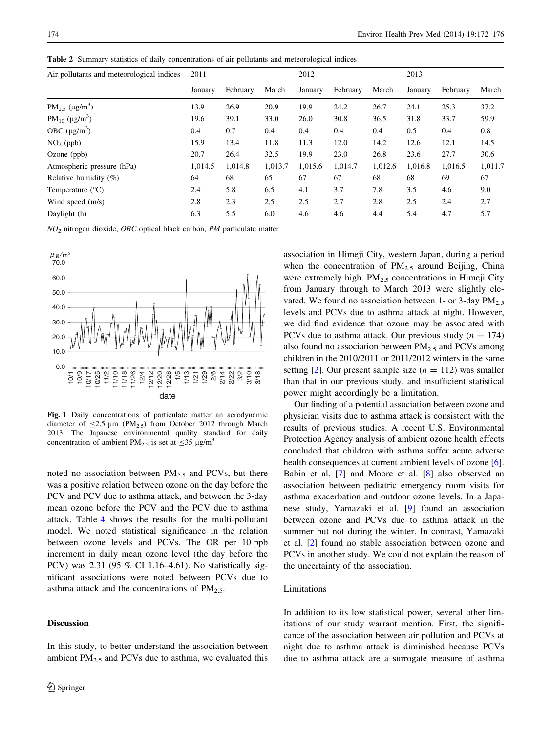**Table 2** Summary statistics of daily concentrations of air pollutants and meteorological indices

| Air pollutants and meteorological indices | 2011 | | | 2012 | | | 2013 | | |
|---|---|---|---|---|---|---|---|---|---|
| | January | February | March | January | February | March | January | February | March |
| $PM_{2.5}$ (μg/m$^3$) | 13.9 | 26.9 | 20.9 | 19.9 | 24.2 | 26.7 | 24.1 | 25.3 | 37.2 |
| $PM_{10}$ (μg/m$^3$) | 19.6 | 39.1 | 33.0 | 26.0 | 30.8 | 36.5 | 31.8 | 33.7 | 59.9 |
| OBC (μg/m$^3$) | 0.4 | 0.7 | 0.4 | 0.4 | 0.4 | 0.4 | 0.5 | 0.4 | 0.8 |
| $NO_2$ (ppb) | 15.9 | 13.4 | 11.8 | 11.3 | 12.0 | 14.2 | 12.6 | 12.1 | 14.5 |
| Ozone (ppb) | 20.7 | 26.4 | 32.5 | 19.9 | 23.0 | 26.8 | 23.6 | 27.7 | 30.6 |
| Atmospheric pressure (hPa) | 1,014.5 | 1,014.8 | 1,013.7 | 1,015.6 | 1,014.7 | 1,012.6 | 1,016.8 | 1,016.5 | 1,011.7 |
| Relative humidity (%) | 64 | 68 | 65 | 67 | 67 | 68 | 68 | 69 | 67 |
| Temperature (°C) | 2.4 | 5.8 | 6.5 | 4.1 | 3.7 | 7.8 | 3.5 | 4.6 | 9.0 |
| Wind speed (m/s) | 2.8 | 2.3 | 2.5 | 2.5 | 2.7 | 2.8 | 2.5 | 2.4 | 2.7 |
| Daylight (h) | 6.3 | 5.5 | 6.0 | 4.6 | 4.6 | 4.4 | 5.4 | 4.7 | 5.7 |

*$NO_2$* nitrogen dioxide, *OBC* optical black carbon, *PM* particulate matter

**Fig. 1** Daily concentrations of particulate matter an aerodynamic diameter of ≤2.5 μm ($PM_{2.5}$) from October 2012 through March 2013. The Japanese environmental quality standard for daily concentration of ambient $PM_{2.5}$ is set at ≤35 μg/m$^3$

noted no association between $PM_{2.5}$ and PCVs, but there was a positive relation between ozone on the day before the PCV and PCV due to asthma attack, and between the 3-day mean ozone before the PCV and the PCV due to asthma attack. Table 4 shows the results for the multi-pollutant model. We noted statistical significance in the relation between ozone levels and PCVs. The OR per 10 ppb increment in daily mean ozone level (the day before the PCV) was 2.31 (95 % CI 1.16–4.61). No statistically significant associations were noted between PCVs due to asthma attack and the concentrations of $PM_{2.5}$.

## Discussion

In this study, to better understand the association between ambient $PM_{2.5}$ and PCVs due to asthma, we evaluated this association in Himeji City, western Japan, during a period when the concentration of $PM_{2.5}$ around Beijing, China were extremely high. $PM_{2.5}$ concentrations in Himeji City from January through to March 2013 were slightly elevated. We found no association between 1- or 3-day $PM_{2.5}$ levels and PCVs due to asthma attack at night. However, we did find evidence that ozone may be associated with PCVs due to asthma attack. Our previous study ($n = 174$) also found no association between $PM_{2.5}$ and PCVs among children in the 2010/2011 or 2011/2012 winters in the same setting [2]. Our present sample size ($n = 112$) was smaller than that in our previous study, and insufficient statistical power might accordingly be a limitation.

Our finding of a potential association between ozone and physician visits due to asthma attack is consistent with the results of previous studies. A recent U.S. Environmental Protection Agency analysis of ambient ozone health effects concluded that children with asthma suffer acute adverse health consequences at current ambient levels of ozone [6]. Babin et al. [7] and Moore et al. [8] also observed an association between pediatric emergency room visits for asthma exacerbation and outdoor ozone levels. In a Japanese study, Yamazaki et al. [9] found an association between ozone and PCVs due to asthma attack in the summer but not during the winter. In contrast, Yamazaki et al. [2] found no stable association between ozone and PCVs in another study. We could not explain the reason of the uncertainty of the association.

### Limitations

In addition to its low statistical power, several other limitations of our study warrant mention. First, the significance of the association between air pollution and PCVs at night due to asthma attack is diminished because PCVs due to asthma attack are a surrogate measure of asthma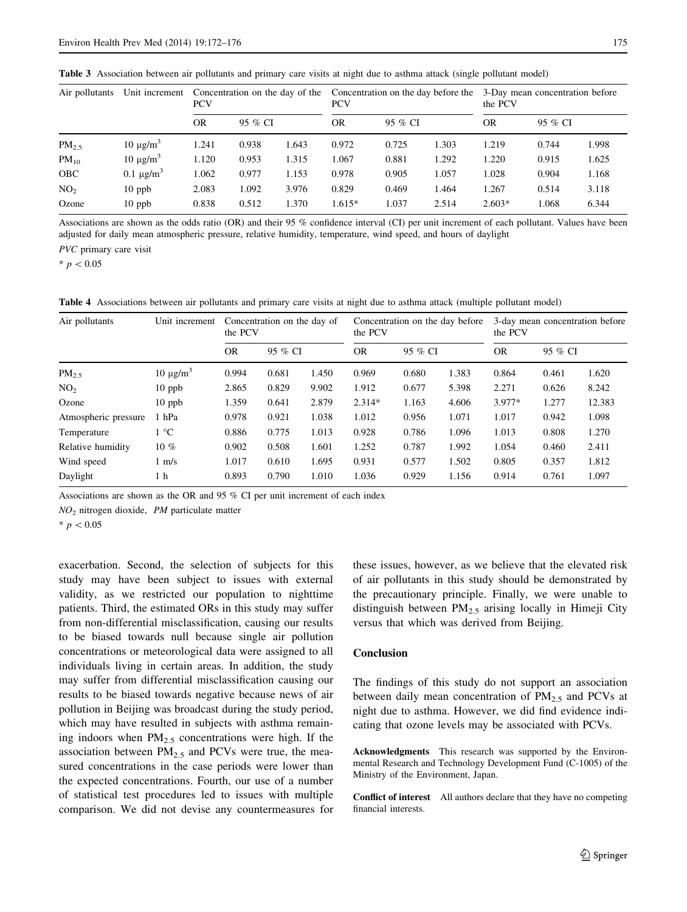**Table 3** Association between air pollutants and primary care visits at night due to asthma attack (single pollutant model)

| Air pollutants | Unit increment | Concentration on the day of the PCV | | | Concentration on the day before the PCV | | | 3-Day mean concentration before the PCV | | |
|---|---|---|---|---|---|---|---|---|---|---|
| | | OR | 95 % CI | | OR | 95 % CI | | OR | 95 % CI | |
| $PM_{2.5}$ | 10 μg/m$^3$ | 1.241 | 0.938 | 1.643 | 0.972 | 0.725 | 1.303 | 1.219 | 0.744 | 1.998 |
| $PM_{10}$ | 10 μg/m$^3$ | 1.120 | 0.953 | 1.315 | 1.067 | 0.881 | 1.292 | 1.220 | 0.915 | 1.625 |
| OBC | 0.1 μg/m$^3$ | 1.062 | 0.977 | 1.153 | 0.978 | 0.905 | 1.057 | 1.028 | 0.904 | 1.168 |
| $NO_2$ | 10 ppb | 2.083 | 1.092 | 3.976 | 0.829 | 0.469 | 1.464 | 1.267 | 0.514 | 3.118 |
| Ozone | 10 ppb | 0.838 | 0.512 | 1.370 | 1.615* | 1.037 | 2.514 | 2.603* | 1.068 | 6.344 |

Associations are shown as the odds ratio (OR) and their 95 % confidence interval (CI) per unit increment of each pollutant. Values have been adjusted for daily mean atmospheric pressure, relative humidity, temperature, wind speed, and hours of daylight

*PVC* primary care visit

* $p < 0.05$

**Table 4** Associations between air pollutants and primary care visits at night due to asthma attack (multiple pollutant model)

| Air pollutants | Unit increment | Concentration on the day of the PCV | | | Concentration on the day before the PCV | | | 3-day mean concentration before the PCV | | |
|---|---|---|---|---|---|---|---|---|---|---|
| | | OR | 95 % CI | | OR | 95 % CI | | OR | 95 % CI | |
| $PM_{2.5}$ | 10 μg/m$^3$ | 0.994 | 0.681 | 1.450 | 0.969 | 0.680 | 1.383 | 0.864 | 0.461 | 1.620 |
| $NO_2$ | 10 ppb | 2.865 | 0.829 | 9.902 | 1.912 | 0.677 | 5.398 | 2.271 | 0.626 | 8.242 |
| Ozone | 10 ppb | 1.359 | 0.641 | 2.879 | 2.314* | 1.163 | 4.606 | 3.977* | 1.277 | 12.383 |
| Atmospheric pressure | 1 hPa | 0.978 | 0.921 | 1.038 | 1.012 | 0.956 | 1.071 | 1.017 | 0.942 | 1.098 |
| Temperature | 1 °C | 0.886 | 0.775 | 1.013 | 0.928 | 0.786 | 1.096 | 1.013 | 0.808 | 1.270 |
| Relative humidity | 10 % | 0.902 | 0.508 | 1.601 | 1.252 | 0.787 | 1.992 | 1.054 | 0.460 | 2.411 |
| Wind speed | 1 m/s | 1.017 | 0.610 | 1.695 | 0.931 | 0.577 | 1.502 | 0.805 | 0.357 | 1.812 |
| Daylight | 1 h | 0.893 | 0.790 | 1.010 | 1.036 | 0.929 | 1.156 | 0.914 | 0.761 | 1.097 |

Associations are shown as the OR and 95 % CI per unit increment of each index

*$NO_2$* nitrogen dioxide, *PM* particulate matter

* $p < 0.05$

exacerbation. Second, the selection of subjects for this study may have been subject to issues with external validity, as we restricted our population to nighttime patients. Third, the estimated ORs in this study may suffer from non-differential misclassification, causing our results to be biased towards null because single air pollution concentrations or meteorological data were assigned to all individuals living in certain areas. In addition, the study may suffer from differential misclassification causing our results to be biased towards negative because news of air pollution in Beijing was broadcast during the study period, which may have resulted in subjects with asthma remaining indoors when $PM_{2.5}$ concentrations were high. If the association between $PM_{2.5}$ and PCVs were true, the measured concentrations in the case periods were lower than the expected concentrations. Fourth, our use of a number of statistical test procedures led to issues with multiple comparison. We did not devise any countermeasures for these issues, however, as we believe that the elevated risk of air pollutants in this study should be demonstrated by the precautionary principle. Finally, we were unable to distinguish between $PM_{2.5}$ arising locally in Himeji City versus that which was derived from Beijing.

## Conclusion

The findings of this study do not support an association between daily mean concentration of $PM_{2.5}$ and PCVs at night due to asthma. However, we did find evidence indicating that ozone levels may be associated with PCVs.

**Acknowledgments** This research was supported by the Environmental Research and Technology Development Fund (C-1005) of the Ministry of the Environment, Japan.

**Conflict of interest** All authors declare that they have no competing financial interests.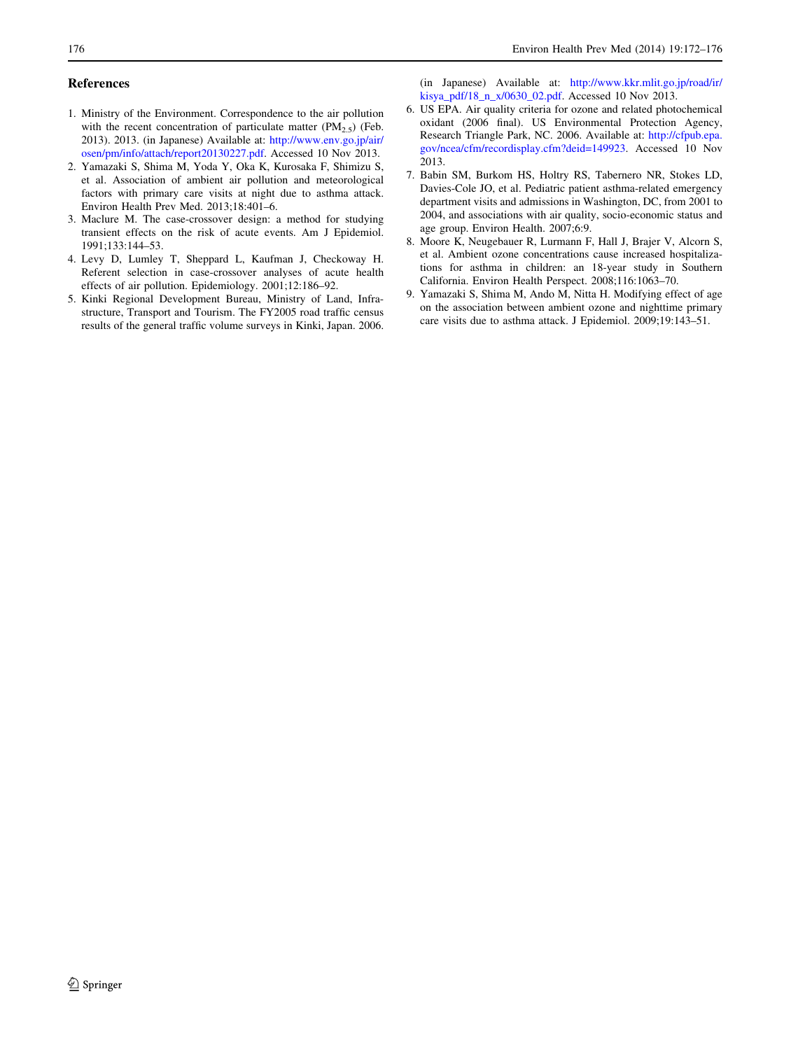## References

1. Ministry of the Environment. Correspondence to the air pollution with the recent concentration of particulate matter ($PM_{2.5}$) (Feb. 2013). 2013. (in Japanese) Available at: http://www.env.go.jp/air/osen/pm/info/attach/report20130227.pdf. Accessed 10 Nov 2013.
2. Yamazaki S, Shima M, Yoda Y, Oka K, Kurosaka F, Shimizu S, et al. Association of ambient air pollution and meteorological factors with primary care visits at night due to asthma attack. Environ Health Prev Med. 2013;18:401–6.
3. Maclure M. The case-crossover design: a method for studying transient effects on the risk of acute events. Am J Epidemiol. 1991;133:144–53.
4. Levy D, Lumley T, Sheppard L, Kaufman J, Checkoway H. Referent selection in case-crossover analyses of acute health effects of air pollution. Epidemiology. 2001;12:186–92.
5. Kinki Regional Development Bureau, Ministry of Land, Infrastructure, Transport and Tourism. The FY2005 road traffic census results of the general traffic volume surveys in Kinki, Japan. 2006. (in Japanese) Available at: http://www.kkr.mlit.go.jp/road/ir/kisya_pdf/18_n_x/0630_02.pdf. Accessed 10 Nov 2013.
6. US EPA. Air quality criteria for ozone and related photochemical oxidant (2006 final). US Environmental Protection Agency, Research Triangle Park, NC. 2006. Available at: http://cfpub.epa.gov/ncea/cfm/recordisplay.cfm?deid=149923. Accessed 10 Nov 2013.
7. Babin SM, Burkom HS, Holtry RS, Tabernero NR, Stokes LD, Davies-Cole JO, et al. Pediatric patient asthma-related emergency department visits and admissions in Washington, DC, from 2001 to 2004, and associations with air quality, socio-economic status and age group. Environ Health. 2007;6:9.
8. Moore K, Neugebauer R, Lurmann F, Hall J, Brajer V, Alcorn S, et al. Ambient ozone concentrations cause increased hospitalizations for asthma in children: an 18-year study in Southern California. Environ Health Perspect. 2008;116:1063–70.
9. Yamazaki S, Shima M, Ando M, Nitta H. Modifying effect of age on the association between ambient ozone and nighttime primary care visits due to asthma attack. J Epidemiol. 2009;19:143–51.